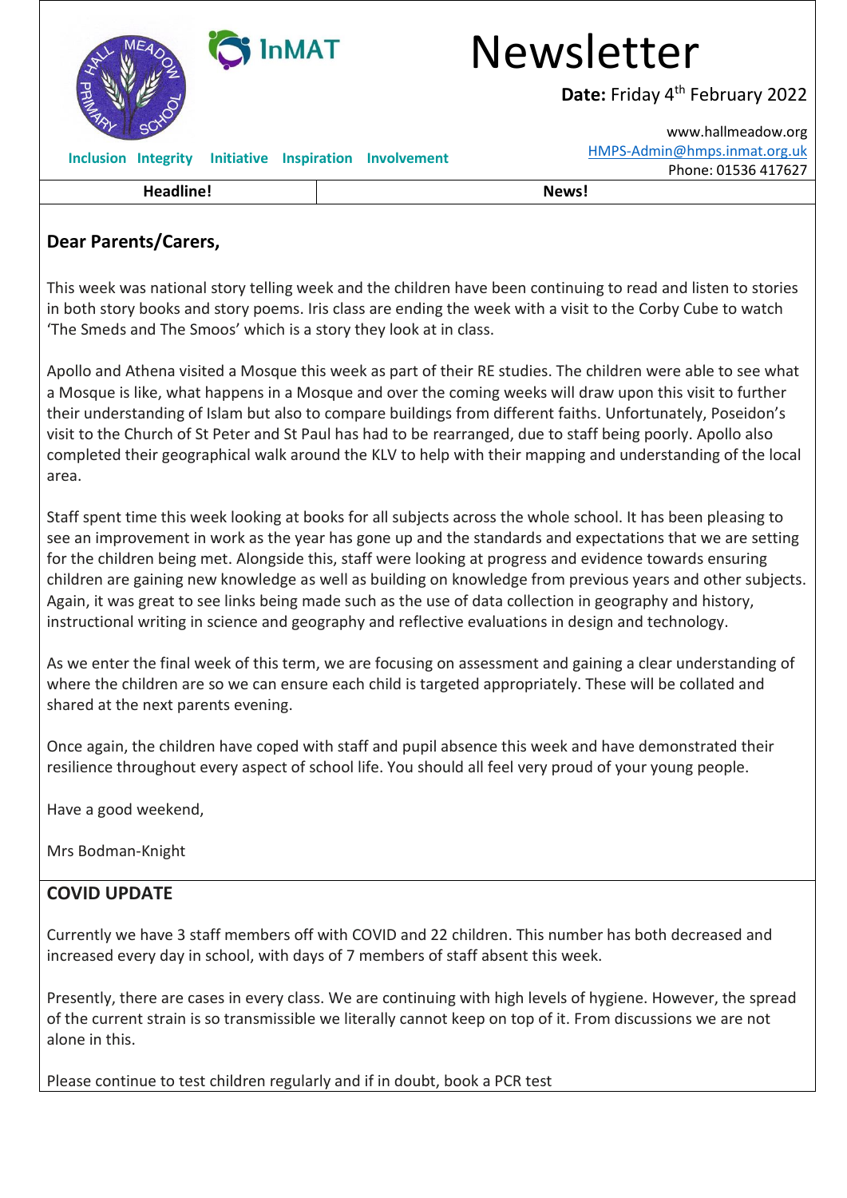# Newsletter

**Date:** Friday 4th February 2022

www.hallmeadow.org
HMPS-Admin@hmps.inmat.org.uk
Phone: 01536 417627

**Inclusion Integrity Initiative Inspiration Involvement**

| Headline! | News! |
|---|---|

**Dear Parents/Carers,**

This week was national story telling week and the children have been continuing to read and listen to stories in both story books and story poems. Iris class are ending the week with a visit to the Corby Cube to watch 'The Smeds and The Smoos' which is a story they look at in class.

Apollo and Athena visited a Mosque this week as part of their RE studies. The children were able to see what a Mosque is like, what happens in a Mosque and over the coming weeks will draw upon this visit to further their understanding of Islam but also to compare buildings from different faiths. Unfortunately, Poseidon's visit to the Church of St Peter and St Paul has had to be rearranged, due to staff being poorly. Apollo also completed their geographical walk around the KLV to help with their mapping and understanding of the local area.

Staff spent time this week looking at books for all subjects across the whole school. It has been pleasing to see an improvement in work as the year has gone up and the standards and expectations that we are setting for the children being met. Alongside this, staff were looking at progress and evidence towards ensuring children are gaining new knowledge as well as building on knowledge from previous years and other subjects. Again, it was great to see links being made such as the use of data collection in geography and history, instructional writing in science and geography and reflective evaluations in design and technology.

As we enter the final week of this term, we are focusing on assessment and gaining a clear understanding of where the children are so we can ensure each child is targeted appropriately. These will be collated and shared at the next parents evening.

Once again, the children have coped with staff and pupil absence this week and have demonstrated their resilience throughout every aspect of school life. You should all feel very proud of your young people.

Have a good weekend,

Mrs Bodman-Knight

## COVID UPDATE

Currently we have 3 staff members off with COVID and 22 children. This number has both decreased and increased every day in school, with days of 7 members of staff absent this week.

Presently, there are cases in every class. We are continuing with high levels of hygiene. However, the spread of the current strain is so transmissible we literally cannot keep on top of it. From discussions we are not alone in this.

Please continue to test children regularly and if in doubt, book a PCR test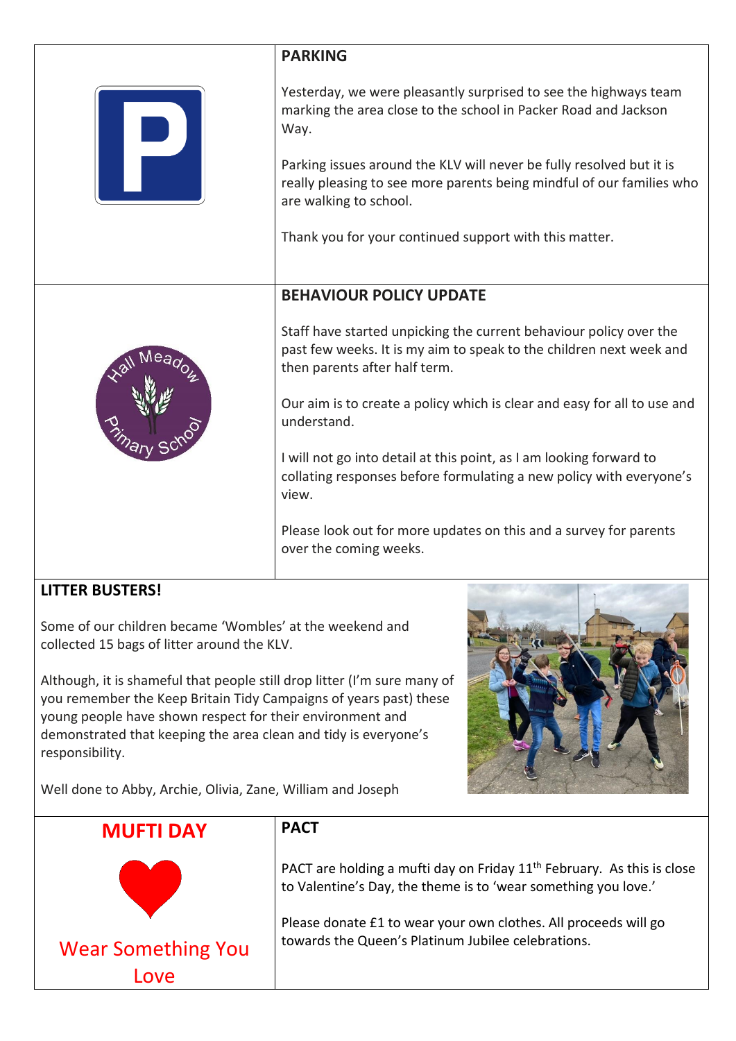## PARKING

Yesterday, we were pleasantly surprised to see the highways team marking the area close to the school in Packer Road and Jackson Way.

Parking issues around the KLV will never be fully resolved but it is really pleasing to see more parents being mindful of our families who are walking to school.

Thank you for your continued support with this matter.

## BEHAVIOUR POLICY UPDATE

Staff have started unpicking the current behaviour policy over the past few weeks. It is my aim to speak to the children next week and then parents after half term.

Our aim is to create a policy which is clear and easy for all to use and understand.

I will not go into detail at this point, as I am looking forward to collating responses before formulating a new policy with everyone's view.

Please look out for more updates on this and a survey for parents over the coming weeks.

## LITTER BUSTERS!

Some of our children became 'Wombles' at the weekend and collected 15 bags of litter around the KLV.

Although, it is shameful that people still drop litter (I'm sure many of you remember the Keep Britain Tidy Campaigns of years past) these young people have shown respect for their environment and demonstrated that keeping the area clean and tidy is everyone's responsibility.

Well done to Abby, Archie, Olivia, Zane, William and Joseph

## MUFTI DAY

Wear Something You Love

## PACT

PACT are holding a mufti day on Friday 11th February. As this is close to Valentine's Day, the theme is to 'wear something you love.'

Please donate £1 to wear your own clothes. All proceeds will go towards the Queen's Platinum Jubilee celebrations.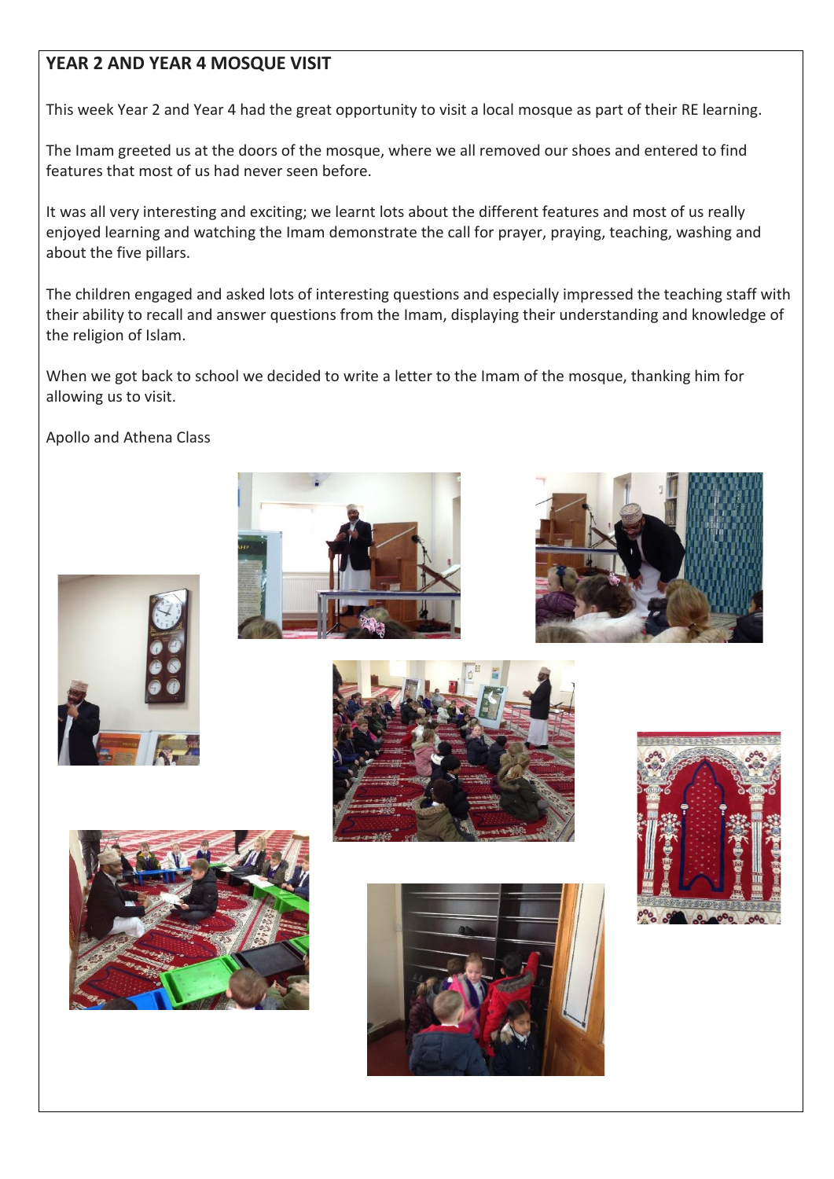## YEAR 2 AND YEAR 4 MOSQUE VISIT

This week Year 2 and Year 4 had the great opportunity to visit a local mosque as part of their RE learning.

The Imam greeted us at the doors of the mosque, where we all removed our shoes and entered to find features that most of us had never seen before.

It was all very interesting and exciting; we learnt lots about the different features and most of us really enjoyed learning and watching the Imam demonstrate the call for prayer, praying, teaching, washing and about the five pillars.

The children engaged and asked lots of interesting questions and especially impressed the teaching staff with their ability to recall and answer questions from the Imam, displaying their understanding and knowledge of the religion of Islam.

When we got back to school we decided to write a letter to the Imam of the mosque, thanking him for allowing us to visit.

Apollo and Athena Class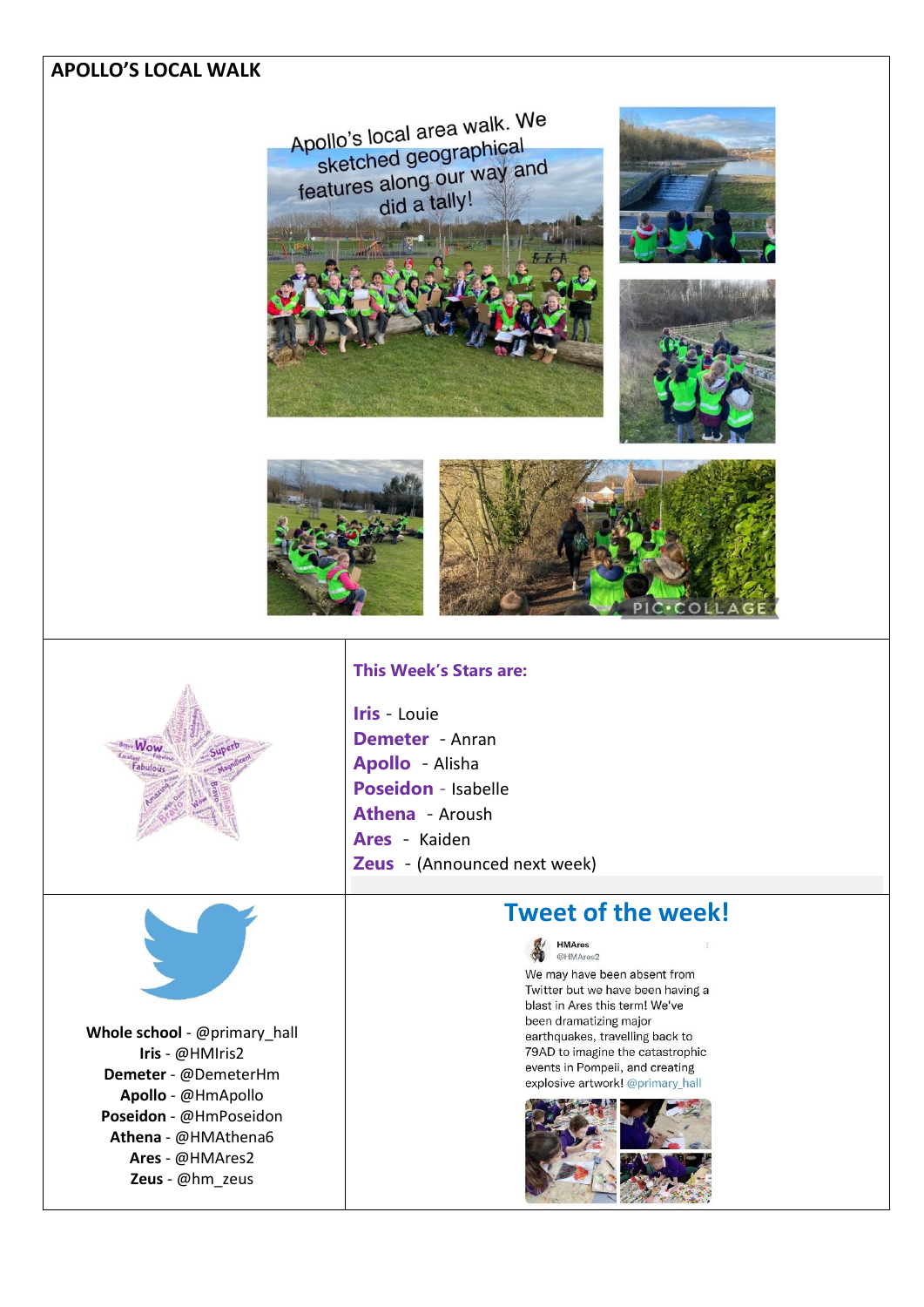## APOLLO'S LOCAL WALK

Apollo's local area walk. We sketched geographical features along our way and did a tally!

### This Week's Stars are:

**Iris** - Louie
**Demeter** - Anran
**Apollo** - Alisha
**Poseidon** - Isabelle
**Athena** - Aroush
**Ares** - Kaiden
**Zeus** - (Announced next week)

**Whole school** - @primary_hall
**Iris** - @HMIris2
**Demeter** - @DemeterHm
**Apollo** - @HmApollo
**Poseidon** - @HmPoseidon
**Athena** - @HMAthena6
**Ares** - @HMAres2
**Zeus** - @hm_zeus

## Tweet of the week!

HMAres
@HMAres2

We may have been absent from Twitter but we have been having a blast in Ares this term! We've been dramatizing major earthquakes, travelling back to 79AD to imagine the catastrophic events in Pompeii, and creating explosive artwork! @primary_hall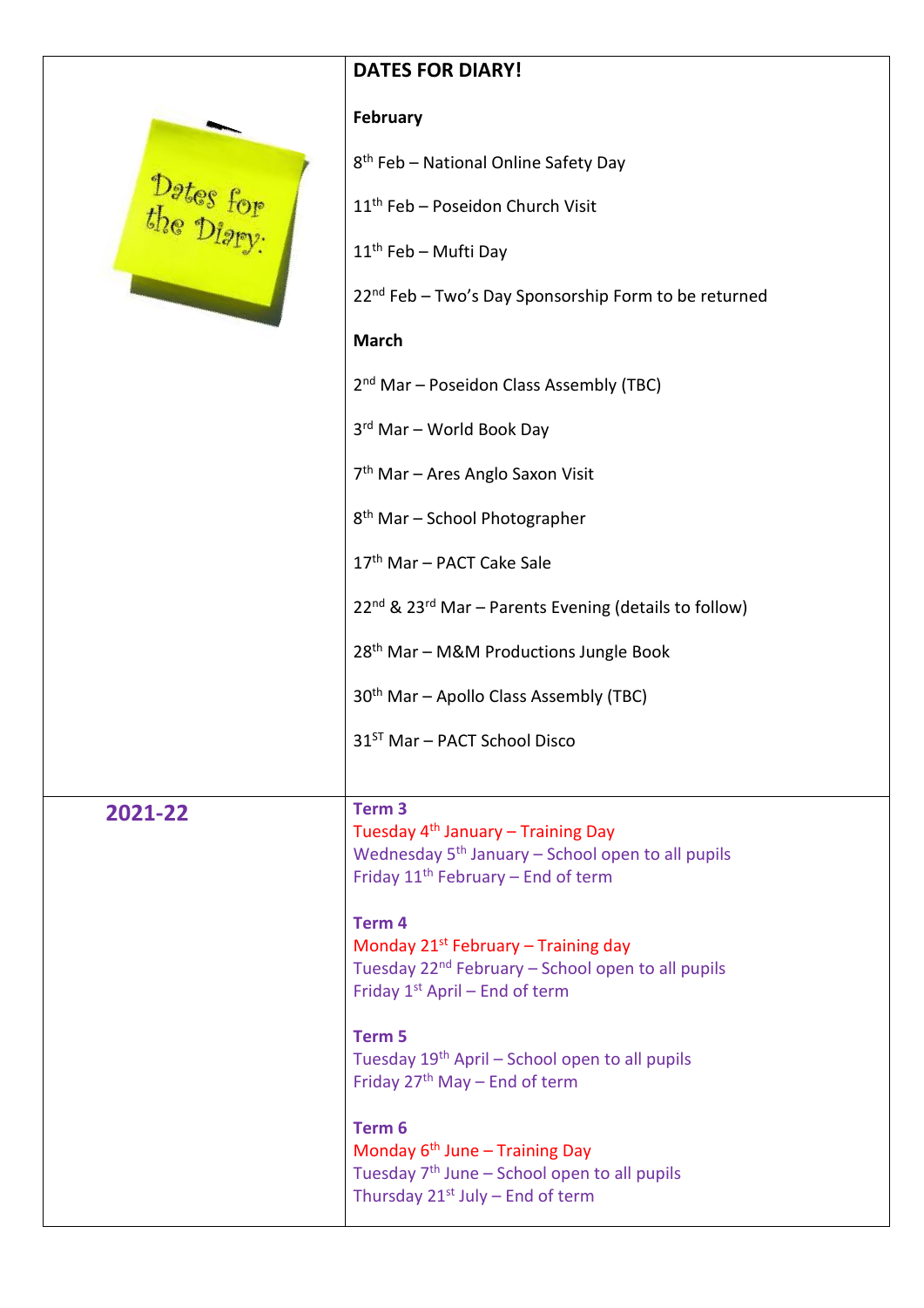Dates for the Diary:

## DATES FOR DIARY!

**February**

8th Feb – National Online Safety Day

11th Feb – Poseidon Church Visit

11th Feb – Mufti Day

22nd Feb – Two's Day Sponsorship Form to be returned

**March**

2nd Mar – Poseidon Class Assembly (TBC)

3rd Mar – World Book Day

7th Mar – Ares Anglo Saxon Visit

8th Mar – School Photographer

17th Mar – PACT Cake Sale

22nd & 23rd Mar – Parents Evening (details to follow)

28th Mar – M&M Productions Jungle Book

30th Mar – Apollo Class Assembly (TBC)

31ST Mar – PACT School Disco

## 2021-22

**Term 3**
Tuesday 4th January – Training Day
Wednesday 5th January – School open to all pupils
Friday 11th February – End of term

**Term 4**
Monday 21st February – Training day
Tuesday 22nd February – School open to all pupils
Friday 1st April – End of term

**Term 5**
Tuesday 19th April – School open to all pupils
Friday 27th May – End of term

**Term 6**
Monday 6th June – Training Day
Tuesday 7th June – School open to all pupils
Thursday 21st July – End of term